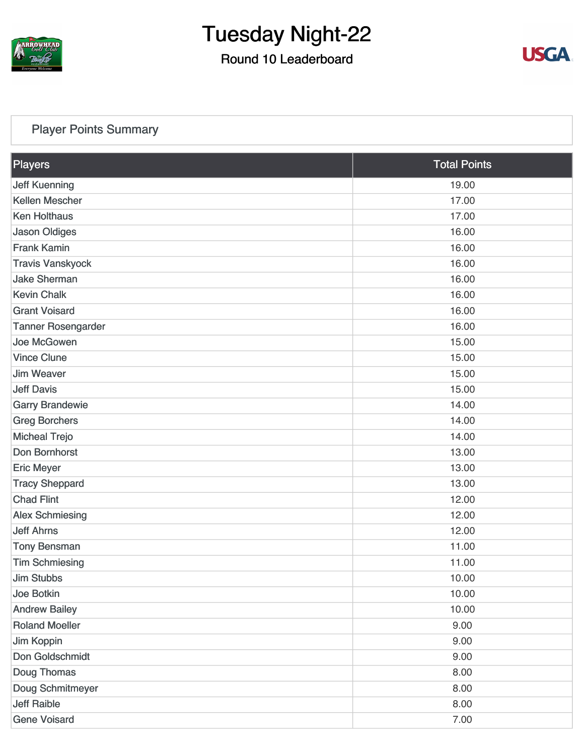# Tuesday Night-22

## Round 10 Leaderboard

### Player Points Summary

| Players | Total Points |
|---|---|
| Jeff Kuenning | 19.00 |
| Kellen Mescher | 17.00 |
| Ken Holthaus | 17.00 |
| Jason Oldiges | 16.00 |
| Frank Kamin | 16.00 |
| Travis Vanskyock | 16.00 |
| Jake Sherman | 16.00 |
| Kevin Chalk | 16.00 |
| Grant Voisard | 16.00 |
| Tanner Rosengarder | 16.00 |
| Joe McGowen | 15.00 |
| Vince Clune | 15.00 |
| Jim Weaver | 15.00 |
| Jeff Davis | 15.00 |
| Garry Brandewie | 14.00 |
| Greg Borchers | 14.00 |
| Micheal Trejo | 14.00 |
| Don Bornhorst | 13.00 |
| Eric Meyer | 13.00 |
| Tracy Sheppard | 13.00 |
| Chad Flint | 12.00 |
| Alex Schmiesing | 12.00 |
| Jeff Ahrns | 12.00 |
| Tony Bensman | 11.00 |
| Tim Schmiesing | 11.00 |
| Jim Stubbs | 10.00 |
| Joe Botkin | 10.00 |
| Andrew Bailey | 10.00 |
| Roland Moeller | 9.00 |
| Jim Koppin | 9.00 |
| Don Goldschmidt | 9.00 |
| Doug Thomas | 8.00 |
| Doug Schmitmeyer | 8.00 |
| Jeff Raible | 8.00 |
| Gene Voisard | 7.00 |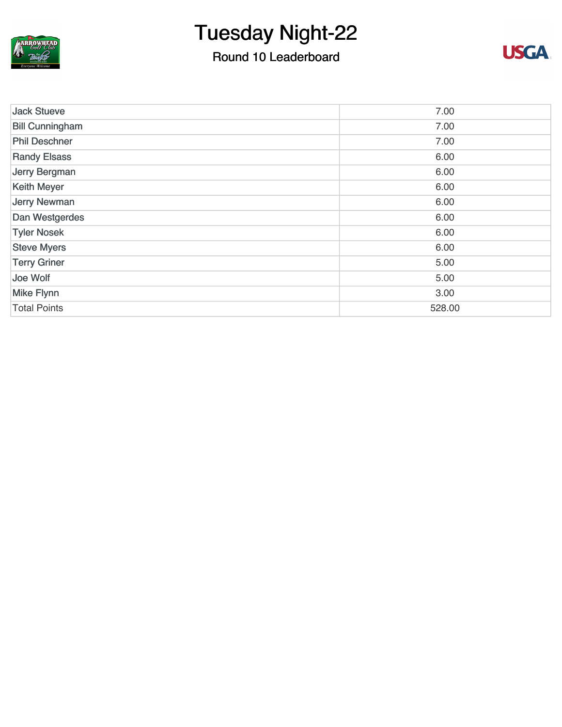# Tuesday Night-22

## Round 10 Leaderboard

| | |
|---|---|
| Jack Stueve | 7.00 |
| Bill Cunningham | 7.00 |
| Phil Deschner | 7.00 |
| Randy Elsass | 6.00 |
| Jerry Bergman | 6.00 |
| Keith Meyer | 6.00 |
| Jerry Newman | 6.00 |
| Dan Westgerdes | 6.00 |
| Tyler Nosek | 6.00 |
| Steve Myers | 6.00 |
| Terry Griner | 5.00 |
| Joe Wolf | 5.00 |
| Mike Flynn | 3.00 |
| Total Points | 528.00 |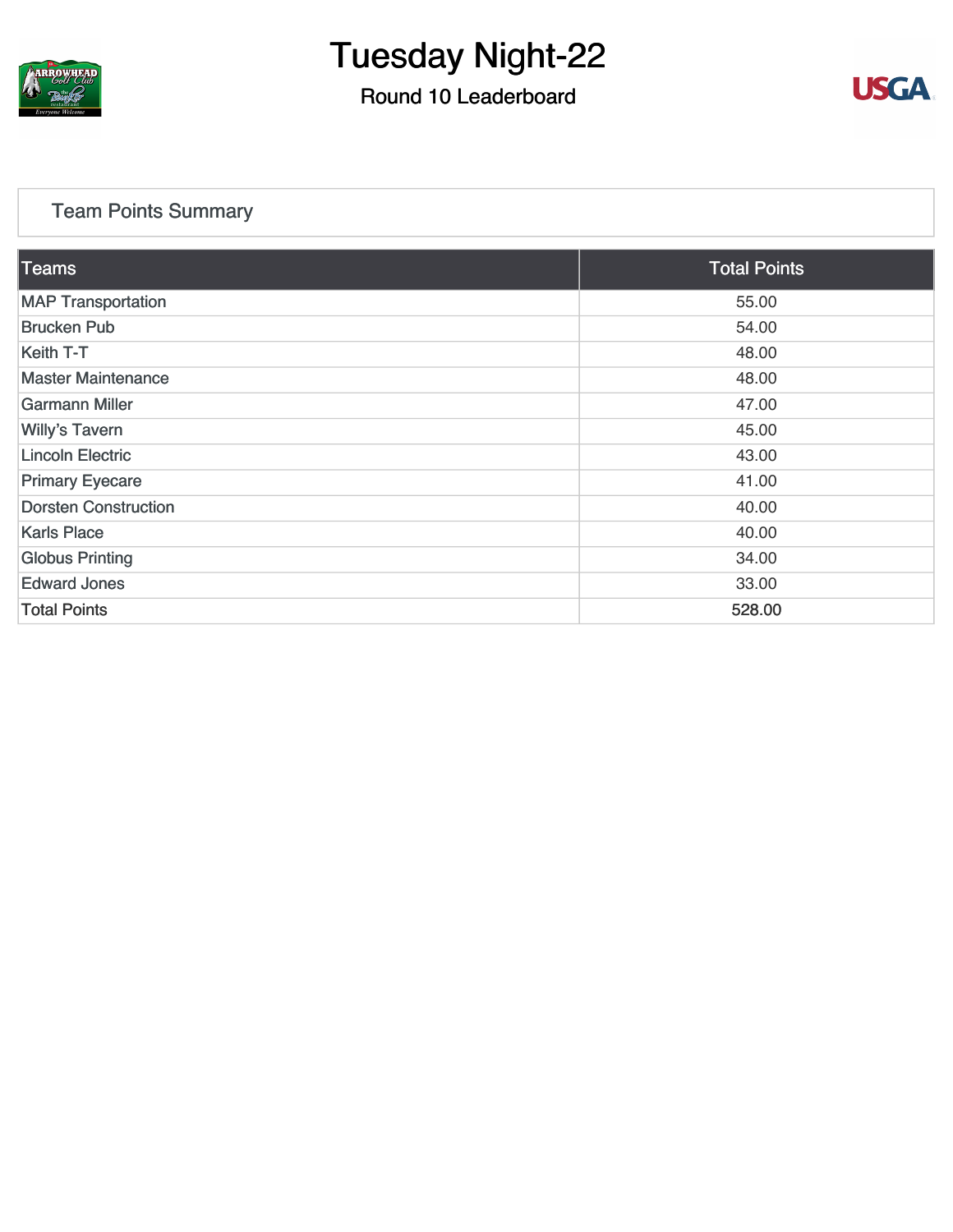# Tuesday Night-22

## Round 10 Leaderboard

### Team Points Summary

| Teams | Total Points |
|---|---|
| MAP Transportation | 55.00 |
| Brucken Pub | 54.00 |
| Keith T-T | 48.00 |
| Master Maintenance | 48.00 |
| Garmann Miller | 47.00 |
| Willy's Tavern | 45.00 |
| Lincoln Electric | 43.00 |
| Primary Eyecare | 41.00 |
| Dorsten Construction | 40.00 |
| Karls Place | 40.00 |
| Globus Printing | 34.00 |
| Edward Jones | 33.00 |
| Total Points | 528.00 |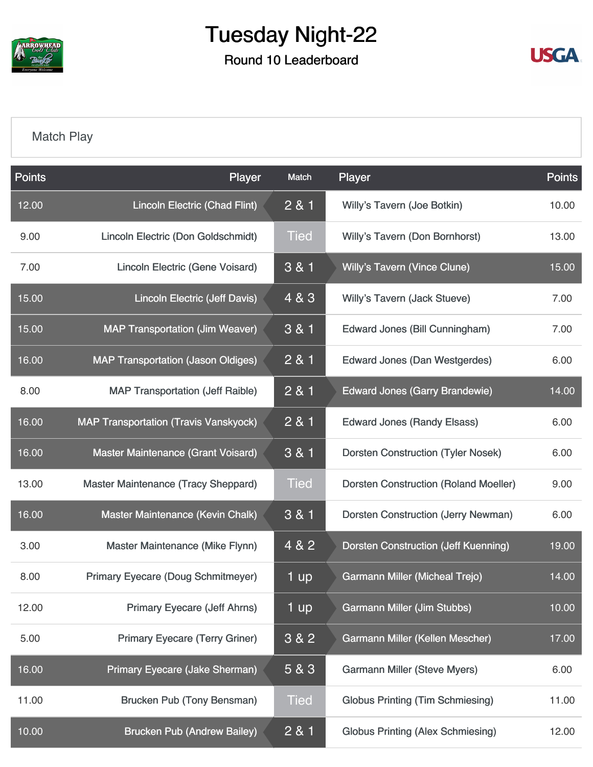# Tuesday Night-22

## Round 10 Leaderboard

Match Play

| Points | Player | Match | Player | Points |
|---|---|---|---|---|
| 12.00 | Lincoln Electric (Chad Flint) | 2 & 1 | Willy's Tavern (Joe Botkin) | 10.00 |
| 9.00 | Lincoln Electric (Don Goldschmidt) | Tied | Willy's Tavern (Don Bornhorst) | 13.00 |
| 7.00 | Lincoln Electric (Gene Voisard) | 3 & 1 | Willy's Tavern (Vince Clune) | 15.00 |
| 15.00 | Lincoln Electric (Jeff Davis) | 4 & 3 | Willy's Tavern (Jack Stueve) | 7.00 |
| 15.00 | MAP Transportation (Jim Weaver) | 3 & 1 | Edward Jones (Bill Cunningham) | 7.00 |
| 16.00 | MAP Transportation (Jason Oldiges) | 2 & 1 | Edward Jones (Dan Westgerdes) | 6.00 |
| 8.00 | MAP Transportation (Jeff Raible) | 2 & 1 | Edward Jones (Garry Brandewie) | 14.00 |
| 16.00 | MAP Transportation (Travis Vanskyock) | 2 & 1 | Edward Jones (Randy Elsass) | 6.00 |
| 16.00 | Master Maintenance (Grant Voisard) | 3 & 1 | Dorsten Construction (Tyler Nosek) | 6.00 |
| 13.00 | Master Maintenance (Tracy Sheppard) | Tied | Dorsten Construction (Roland Moeller) | 9.00 |
| 16.00 | Master Maintenance (Kevin Chalk) | 3 & 1 | Dorsten Construction (Jerry Newman) | 6.00 |
| 3.00 | Master Maintenance (Mike Flynn) | 4 & 2 | Dorsten Construction (Jeff Kuenning) | 19.00 |
| 8.00 | Primary Eyecare (Doug Schmitmeyer) | 1 up | Garmann Miller (Micheal Trejo) | 14.00 |
| 12.00 | Primary Eyecare (Jeff Ahrns) | 1 up | Garmann Miller (Jim Stubbs) | 10.00 |
| 5.00 | Primary Eyecare (Terry Griner) | 3 & 2 | Garmann Miller (Kellen Mescher) | 17.00 |
| 16.00 | Primary Eyecare (Jake Sherman) | 5 & 3 | Garmann Miller (Steve Myers) | 6.00 |
| 11.00 | Brucken Pub (Tony Bensman) | Tied | Globus Printing (Tim Schmiesing) | 11.00 |
| 10.00 | Brucken Pub (Andrew Bailey) | 2 & 1 | Globus Printing (Alex Schmiesing) | 12.00 |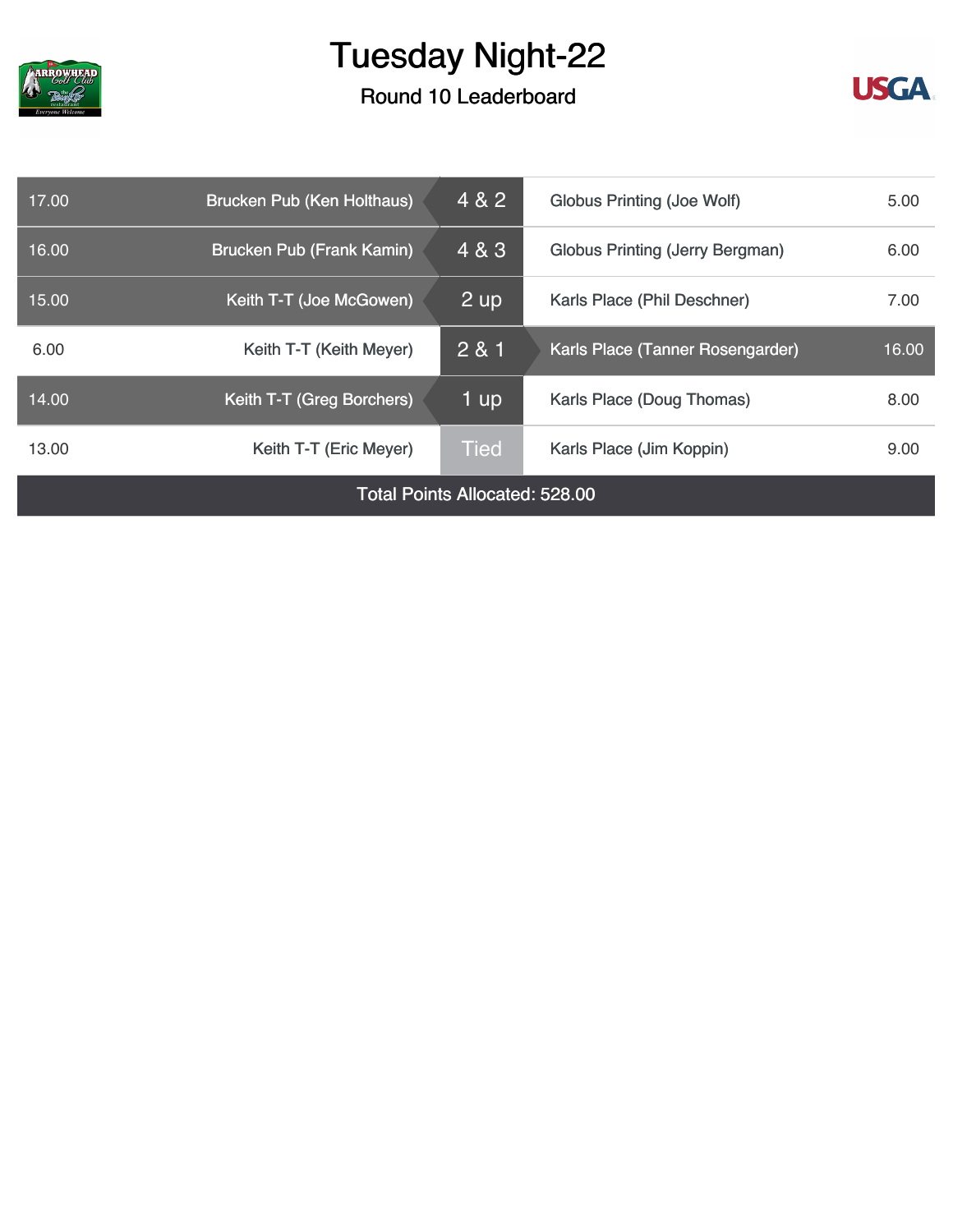# Tuesday Night-22

## Round 10 Leaderboard

| Points | Player | Result | Player | Points |
|---|---|---|---|---|
| 17.00 | Brucken Pub (Ken Holthaus) | 4 & 2 | Globus Printing (Joe Wolf) | 5.00 |
| 16.00 | Brucken Pub (Frank Kamin) | 4 & 3 | Globus Printing (Jerry Bergman) | 6.00 |
| 15.00 | Keith T-T (Joe McGowen) | 2 up | Karls Place (Phil Deschner) | 7.00 |
| 6.00 | Keith T-T (Keith Meyer) | 2 & 1 | Karls Place (Tanner Rosengarder) | 16.00 |
| 14.00 | Keith T-T (Greg Borchers) | 1 up | Karls Place (Doug Thomas) | 8.00 |
| 13.00 | Keith T-T (Eric Meyer) | Tied | Karls Place (Jim Koppin) | 9.00 |

Total Points Allocated: 528.00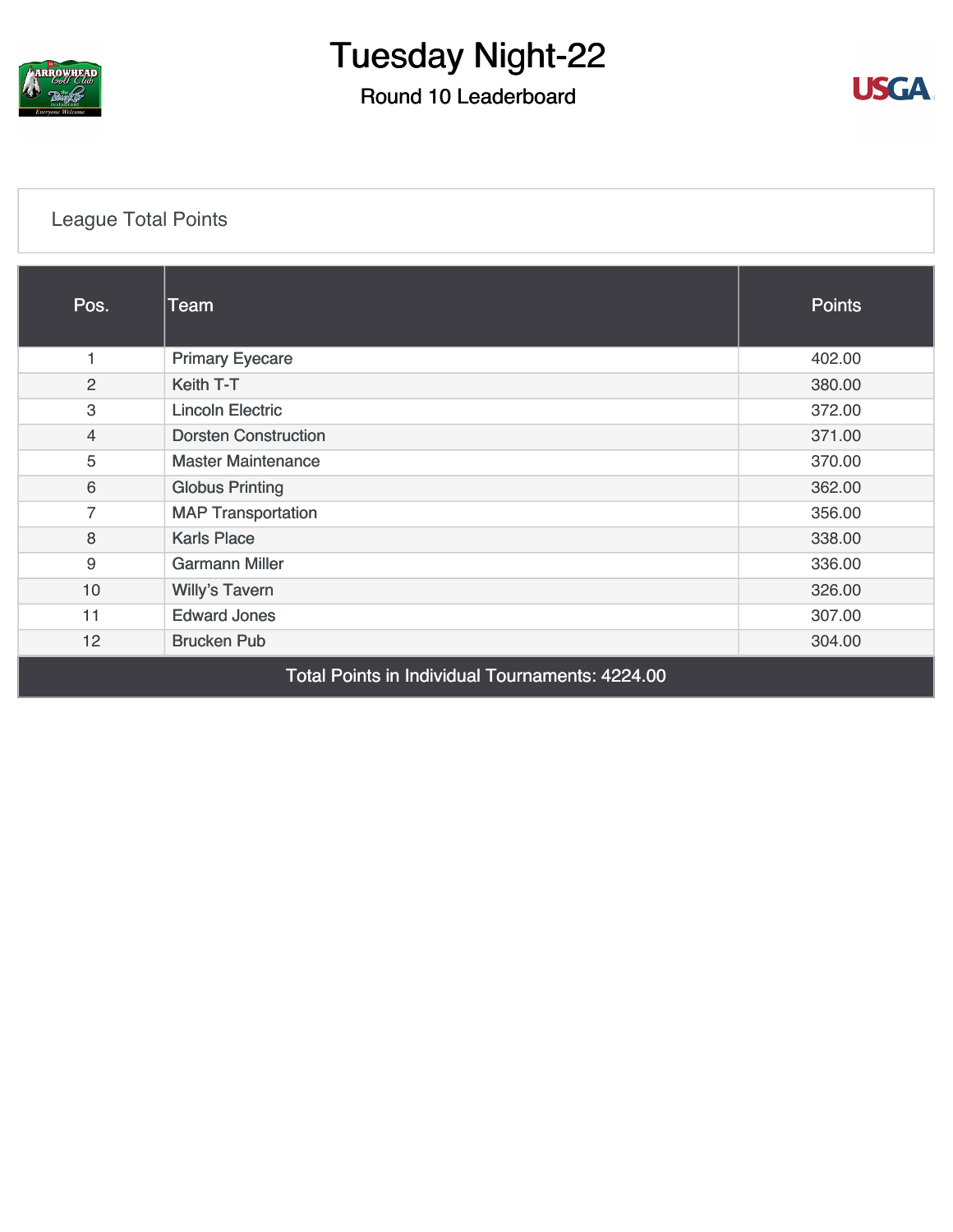# Tuesday Night-22

## Round 10 Leaderboard

League Total Points

| Pos. | Team | Points |
|---|---|---|
| 1 | Primary Eyecare | 402.00 |
| 2 | Keith T-T | 380.00 |
| 3 | Lincoln Electric | 372.00 |
| 4 | Dorsten Construction | 371.00 |
| 5 | Master Maintenance | 370.00 |
| 6 | Globus Printing | 362.00 |
| 7 | MAP Transportation | 356.00 |
| 8 | Karls Place | 338.00 |
| 9 | Garmann Miller | 336.00 |
| 10 | Willy's Tavern | 326.00 |
| 11 | Edward Jones | 307.00 |
| 12 | Brucken Pub | 304.00 |

Total Points in Individual Tournaments: 4224.00